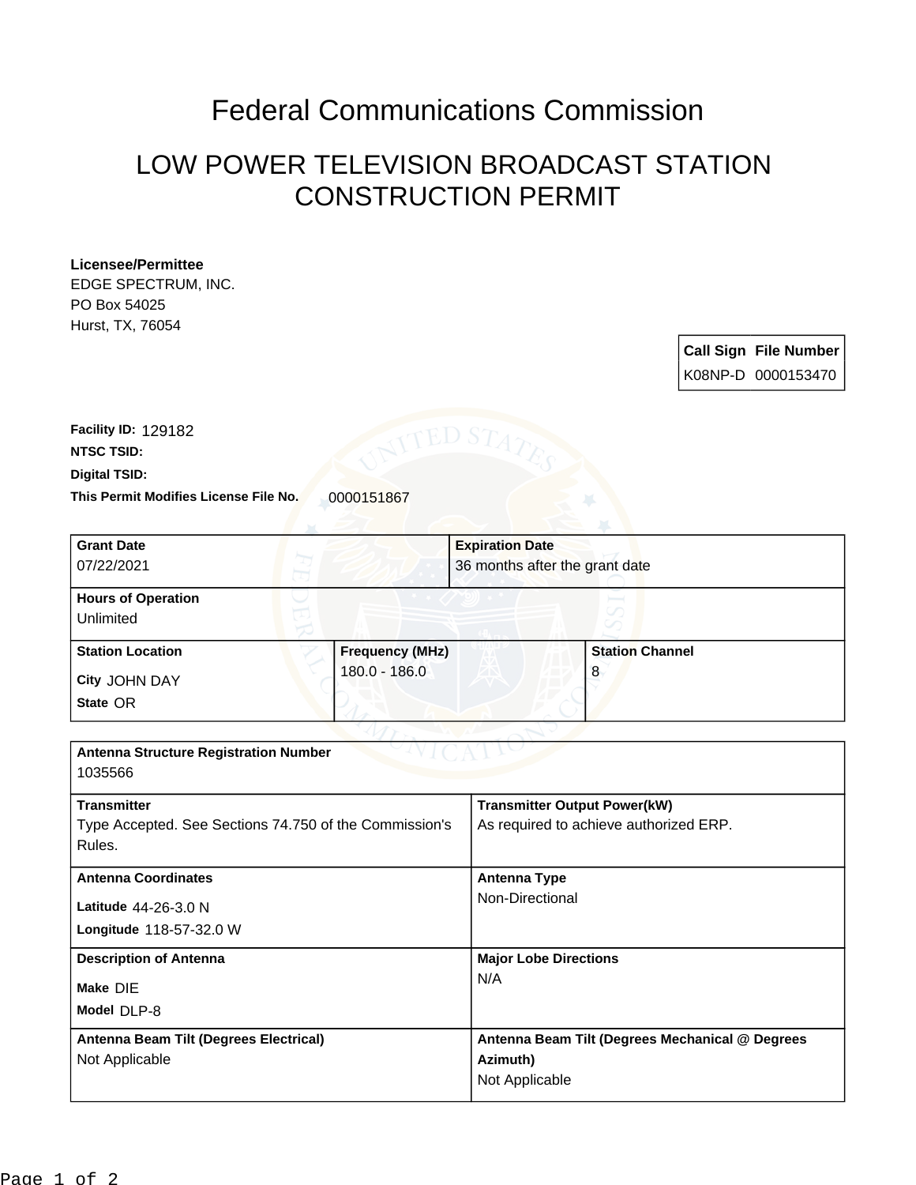# Federal Communications Commission

## LOW POWER TELEVISION BROADCAST STATION CONSTRUCTION PERMIT

**Licensee/Permittee**
EDGE SPECTRUM, INC.
PO Box 54025
Hurst, TX, 76054

| Call Sign | File Number |
| --- | --- |
| K08NP-D | 0000153470 |

**Facility ID:** 129182
**NTSC TSID:**
**Digital TSID:**
**This Permit Modifies License File No.** 0000151867

| Grant Date | Expiration Date |
| --- | --- |
| 07/22/2021 | 36 months after the grant date |

**Hours of Operation**
Unlimited

| Station Location | Frequency (MHz) | Station Channel |
| --- | --- | --- |
| City JOHN DAY<br>State OR | 180.0 - 186.0 | 8 |

**Antenna Structure Registration Number**
1035566

| Transmitter | Transmitter Output Power(kW) |
| --- | --- |
| Type Accepted. See Sections 74.750 of the Commission's Rules. | As required to achieve authorized ERP. |

| Antenna Coordinates | Antenna Type |
| --- | --- |
| Latitude 44-26-3.0 N<br>Longitude 118-57-32.0 W | Non-Directional |

| Description of Antenna | Major Lobe Directions |
| --- | --- |
| Make DIE<br>Model DLP-8 | N/A |

| Antenna Beam Tilt (Degrees Electrical) | Antenna Beam Tilt (Degrees Mechanical @ Degrees Azimuth) |
| --- | --- |
| Not Applicable | Not Applicable |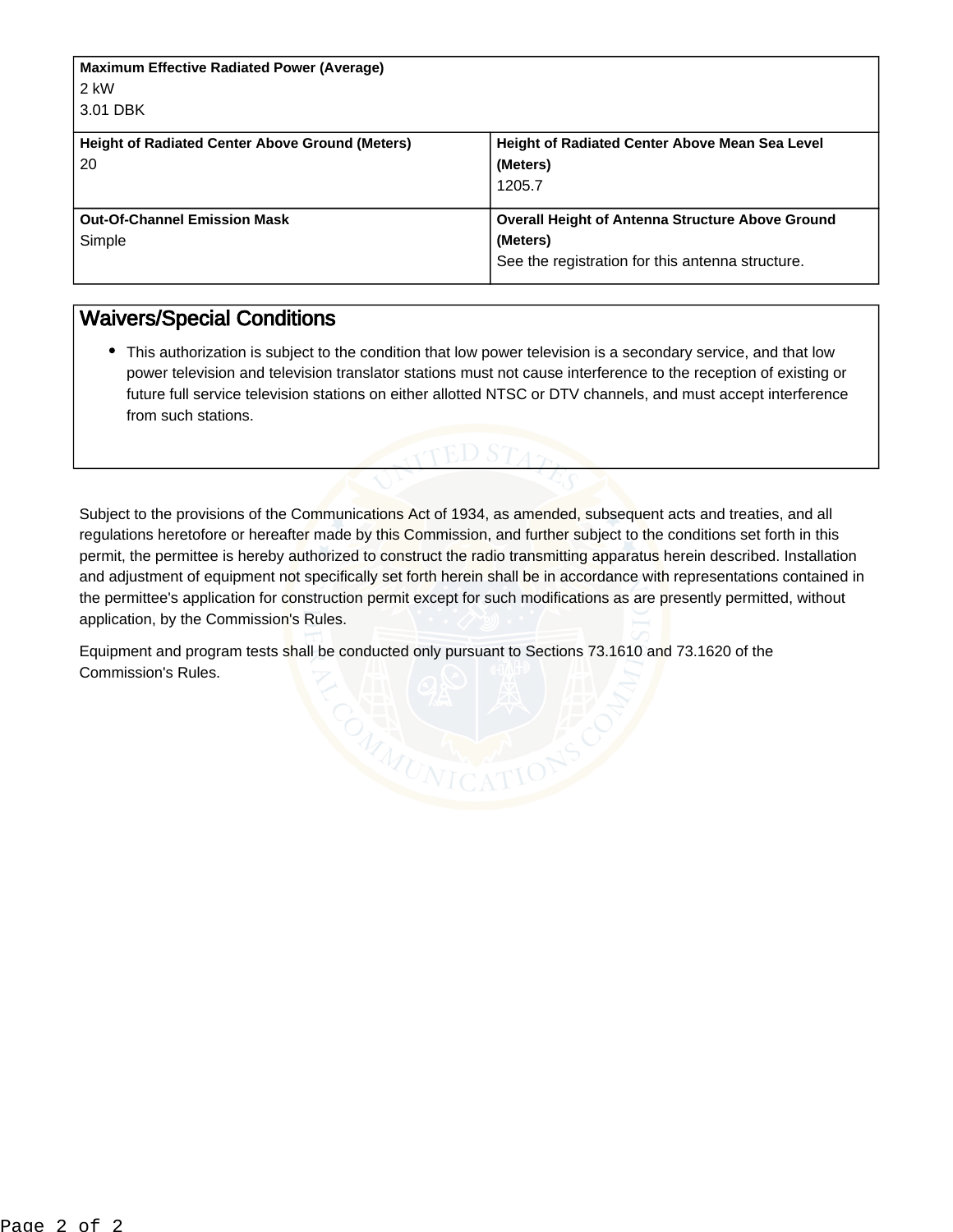| | |
|---|---|
| **Maximum Effective Radiated Power (Average)**<br>2 kW<br>3.01 DBK | |
| **Height of Radiated Center Above Ground (Meters)**<br>20 | **Height of Radiated Center Above Mean Sea Level (Meters)**<br>1205.7 |
| **Out-Of-Channel Emission Mask**<br>Simple | **Overall Height of Antenna Structure Above Ground (Meters)**<br>See the registration for this antenna structure. |

## Waivers/Special Conditions

- This authorization is subject to the condition that low power television is a secondary service, and that low power television and television translator stations must not cause interference to the reception of existing or future full service television stations on either allotted NTSC or DTV channels, and must accept interference from such stations.

Subject to the provisions of the Communications Act of 1934, as amended, subsequent acts and treaties, and all regulations heretofore or hereafter made by this Commission, and further subject to the conditions set forth in this permit, the permittee is hereby authorized to construct the radio transmitting apparatus herein described. Installation and adjustment of equipment not specifically set forth herein shall be in accordance with representations contained in the permittee's application for construction permit except for such modifications as are presently permitted, without application, by the Commission's Rules.

Equipment and program tests shall be conducted only pursuant to Sections 73.1610 and 73.1620 of the Commission's Rules.